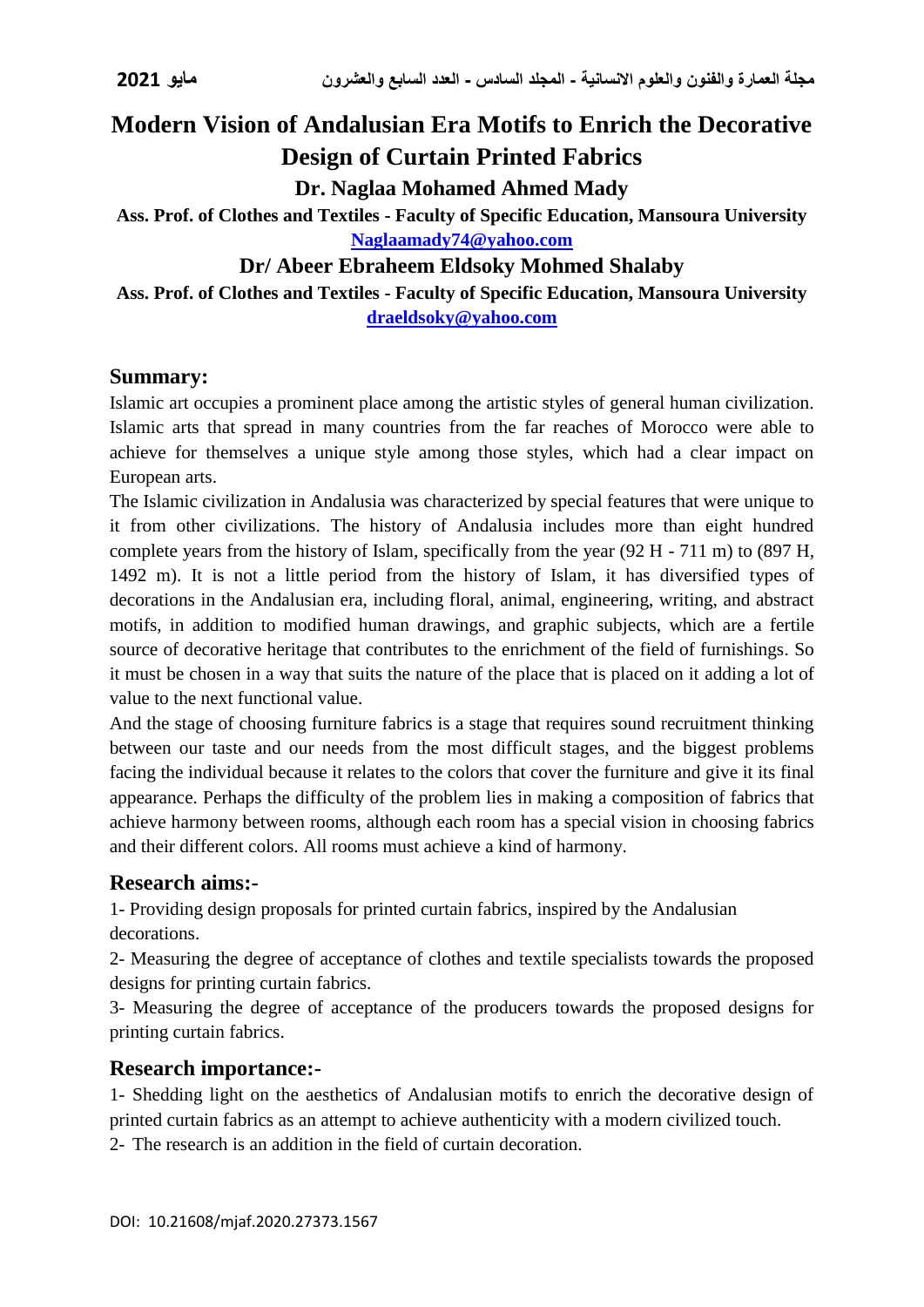# Modern Vision of Andalusian Era Motifs to Enrich the Decorative Design of Curtain Printed Fabrics

**Dr. Naglaa Mohamed Ahmed Mady**

**Ass. Prof. of Clothes and Textiles - Faculty of Specific Education, Mansoura University**

**Naglaamady74@yahoo.com**

**Dr/ Abeer Ebraheem Eldsoky Mohmed Shalaby**

**Ass. Prof. of Clothes and Textiles - Faculty of Specific Education, Mansoura University**

**draeldsoky@yahoo.com**

## Summary:

Islamic art occupies a prominent place among the artistic styles of general human civilization. Islamic arts that spread in many countries from the far reaches of Morocco were able to achieve for themselves a unique style among those styles, which had a clear impact on European arts.

The Islamic civilization in Andalusia was characterized by special features that were unique to it from other civilizations. The history of Andalusia includes more than eight hundred complete years from the history of Islam, specifically from the year (92 H - 711 m) to (897 H, 1492 m). It is not a little period from the history of Islam, it has diversified types of decorations in the Andalusian era, including floral, animal, engineering, writing, and abstract motifs, in addition to modified human drawings, and graphic subjects, which are a fertile source of decorative heritage that contributes to the enrichment of the field of furnishings. So it must be chosen in a way that suits the nature of the place that is placed on it adding a lot of value to the next functional value.

And the stage of choosing furniture fabrics is a stage that requires sound recruitment thinking between our taste and our needs from the most difficult stages, and the biggest problems facing the individual because it relates to the colors that cover the furniture and give it its final appearance. Perhaps the difficulty of the problem lies in making a composition of fabrics that achieve harmony between rooms, although each room has a special vision in choosing fabrics and their different colors. All rooms must achieve a kind of harmony.

## Research aims:-

1- Providing design proposals for printed curtain fabrics, inspired by the Andalusian decorations.

2- Measuring the degree of acceptance of clothes and textile specialists towards the proposed designs for printing curtain fabrics.

3- Measuring the degree of acceptance of the producers towards the proposed designs for printing curtain fabrics.

## Research importance:-

1- Shedding light on the aesthetics of Andalusian motifs to enrich the decorative design of printed curtain fabrics as an attempt to achieve authenticity with a modern civilized touch.

2- The research is an addition in the field of curtain decoration.

DOI: 10.21608/mjaf.2020.27373.1567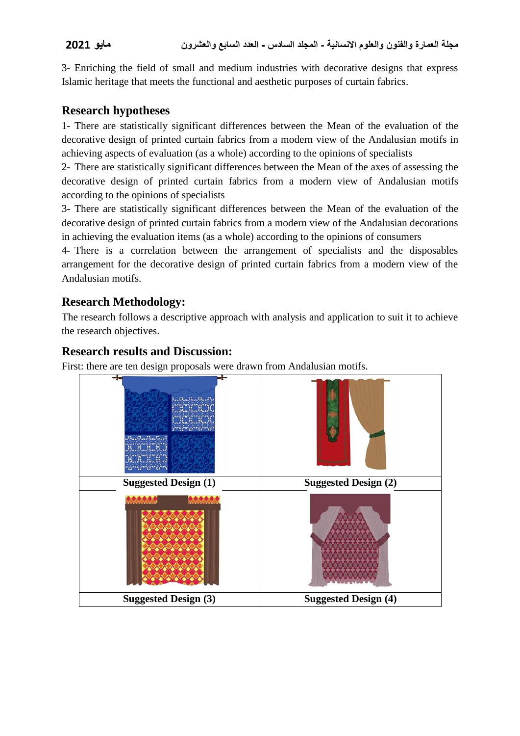3- Enriching the field of small and medium industries with decorative designs that express Islamic heritage that meets the functional and aesthetic purposes of curtain fabrics.

## Research hypotheses

1- There are statistically significant differences between the Mean of the evaluation of the decorative design of printed curtain fabrics from a modern view of the Andalusian motifs in achieving aspects of evaluation (as a whole) according to the opinions of specialists

2- There are statistically significant differences between the Mean of the axes of assessing the decorative design of printed curtain fabrics from a modern view of Andalusian motifs according to the opinions of specialists

3- There are statistically significant differences between the Mean of the evaluation of the decorative design of printed curtain fabrics from a modern view of the Andalusian decorations in achieving the evaluation items (as a whole) according to the opinions of consumers

4- There is a correlation between the arrangement of specialists and the disposables arrangement for the decorative design of printed curtain fabrics from a modern view of the Andalusian motifs.

## Research Methodology:

The research follows a descriptive approach with analysis and application to suit it to achieve the research objectives.

## Research results and Discussion:

First: there are ten design proposals were drawn from Andalusian motifs.

| | |
|---|---|
| **Suggested Design (1)** | **Suggested Design (2)** |
| | |
| **Suggested Design (3)** | **Suggested Design (4)** |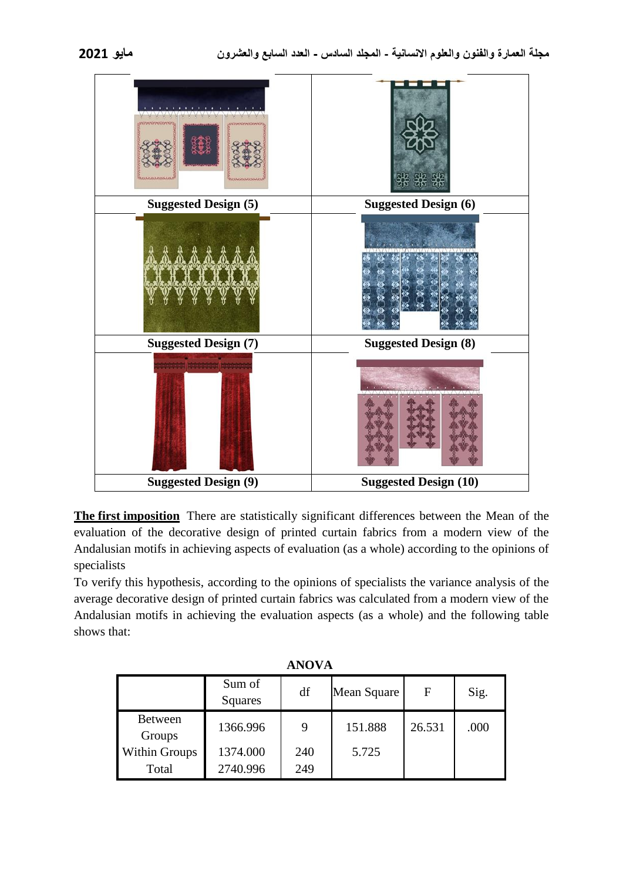| Suggested Design (5) | Suggested Design (6) |
|---|---|
| Suggested Design (7) | Suggested Design (8) |
| Suggested Design (9) | Suggested Design (10) |

**The first imposition** There are statistically significant differences between the Mean of the evaluation of the decorative design of printed curtain fabrics from a modern view of the Andalusian motifs in achieving aspects of evaluation (as a whole) according to the opinions of specialists

To verify this hypothesis, according to the opinions of specialists the variance analysis of the average decorative design of printed curtain fabrics was calculated from a modern view of the Andalusian motifs in achieving the evaluation aspects (as a whole) and the following table shows that:

**ANOVA**

| | Sum of Squares | df | Mean Square | F | Sig. |
|---|---|---|---|---|---|
| Between Groups | 1366.996 | 9 | 151.888 | 26.531 | .000 |
| Within Groups | 1374.000 | 240 | 5.725 | | |
| Total | 2740.996 | 249 | | | |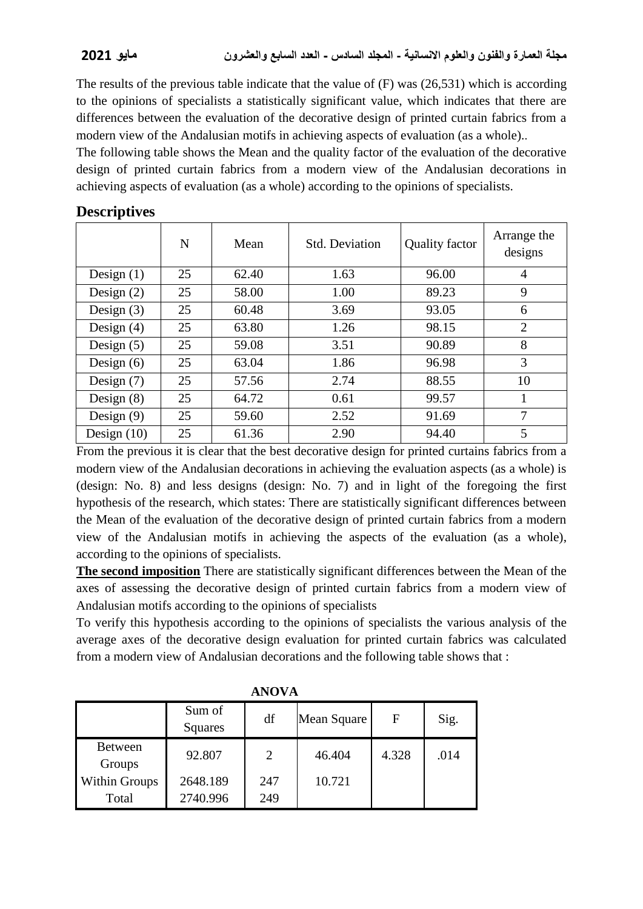The results of the previous table indicate that the value of (F) was (26,531) which is according to the opinions of specialists a statistically significant value, which indicates that there are differences between the evaluation of the decorative design of printed curtain fabrics from a modern view of the Andalusian motifs in achieving aspects of evaluation (as a whole)..

The following table shows the Mean and the quality factor of the evaluation of the decorative design of printed curtain fabrics from a modern view of the Andalusian decorations in achieving aspects of evaluation (as a whole) according to the opinions of specialists.

## Descriptives

| | N | Mean | Std. Deviation | Quality factor | Arrange the designs |
|---|---|---|---|---|---|
| Design (1) | 25 | 62.40 | 1.63 | 96.00 | 4 |
| Design (2) | 25 | 58.00 | 1.00 | 89.23 | 9 |
| Design (3) | 25 | 60.48 | 3.69 | 93.05 | 6 |
| Design (4) | 25 | 63.80 | 1.26 | 98.15 | 2 |
| Design (5) | 25 | 59.08 | 3.51 | 90.89 | 8 |
| Design (6) | 25 | 63.04 | 1.86 | 96.98 | 3 |
| Design (7) | 25 | 57.56 | 2.74 | 88.55 | 10 |
| Design (8) | 25 | 64.72 | 0.61 | 99.57 | 1 |
| Design (9) | 25 | 59.60 | 2.52 | 91.69 | 7 |
| Design (10) | 25 | 61.36 | 2.90 | 94.40 | 5 |

From the previous it is clear that the best decorative design for printed curtains fabrics from a modern view of the Andalusian decorations in achieving the evaluation aspects (as a whole) is (design: No. 8) and less designs (design: No. 7) and in light of the foregoing the first hypothesis of the research, which states: There are statistically significant differences between the Mean of the evaluation of the decorative design of printed curtain fabrics from a modern view of the Andalusian motifs in achieving the aspects of the evaluation (as a whole), according to the opinions of specialists.

<u>**The second imposition**</u> There are statistically significant differences between the Mean of the axes of assessing the decorative design of printed curtain fabrics from a modern view of Andalusian motifs according to the opinions of specialists

To verify this hypothesis according to the opinions of specialists the various analysis of the average axes of the decorative design evaluation for printed curtain fabrics was calculated from a modern view of Andalusian decorations and the following table shows that :

**ANOVA**

| | Sum of Squares | df | Mean Square | F | Sig. |
|---|---|---|---|---|---|
| Between Groups | 92.807 | 2 | 46.404 | 4.328 | .014 |
| Within Groups | 2648.189 | 247 | 10.721 | | |
| Total | 2740.996 | 249 | | | |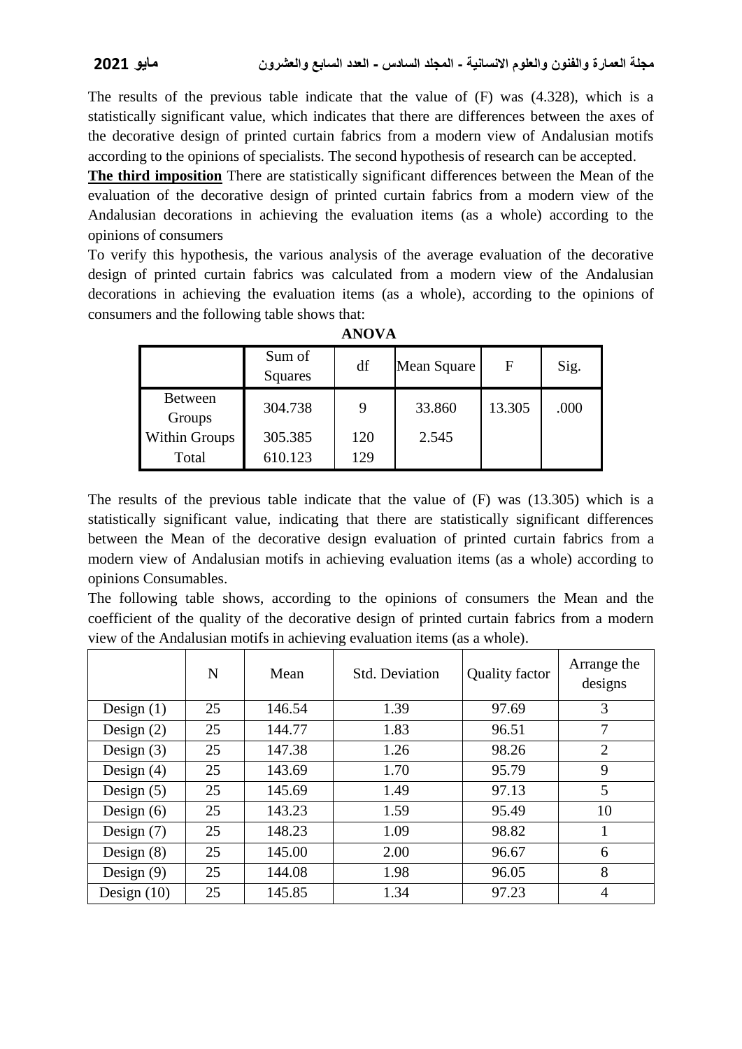The results of the previous table indicate that the value of (F) was (4.328), which is a statistically significant value, which indicates that there are differences between the axes of the decorative design of printed curtain fabrics from a modern view of Andalusian motifs according to the opinions of specialists. The second hypothesis of research can be accepted.

**The third imposition** There are statistically significant differences between the Mean of the evaluation of the decorative design of printed curtain fabrics from a modern view of the Andalusian decorations in achieving the evaluation items (as a whole) according to the opinions of consumers

To verify this hypothesis, the various analysis of the average evaluation of the decorative design of printed curtain fabrics was calculated from a modern view of the Andalusian decorations in achieving the evaluation items (as a whole), according to the opinions of consumers and the following table shows that:

**ANOVA**

| | Sum of Squares | df | Mean Square | F | Sig. |
|---|---|---|---|---|---|
| Between Groups | 304.738 | 9 | 33.860 | 13.305 | .000 |
| Within Groups | 305.385 | 120 | 2.545 | | |
| Total | 610.123 | 129 | | | |

The results of the previous table indicate that the value of (F) was (13.305) which is a statistically significant value, indicating that there are statistically significant differences between the Mean of the decorative design evaluation of printed curtain fabrics from a modern view of Andalusian motifs in achieving evaluation items (as a whole) according to opinions Consumables.

The following table shows, according to the opinions of consumers the Mean and the coefficient of the quality of the decorative design of printed curtain fabrics from a modern view of the Andalusian motifs in achieving evaluation items (as a whole).

| | N | Mean | Std. Deviation | Quality factor | Arrange the designs |
|---|---|---|---|---|---|
| Design (1) | 25 | 146.54 | 1.39 | 97.69 | 3 |
| Design (2) | 25 | 144.77 | 1.83 | 96.51 | 7 |
| Design (3) | 25 | 147.38 | 1.26 | 98.26 | 2 |
| Design (4) | 25 | 143.69 | 1.70 | 95.79 | 9 |
| Design (5) | 25 | 145.69 | 1.49 | 97.13 | 5 |
| Design (6) | 25 | 143.23 | 1.59 | 95.49 | 10 |
| Design (7) | 25 | 148.23 | 1.09 | 98.82 | 1 |
| Design (8) | 25 | 145.00 | 2.00 | 96.67 | 6 |
| Design (9) | 25 | 144.08 | 1.98 | 96.05 | 8 |
| Design (10) | 25 | 145.85 | 1.34 | 97.23 | 4 |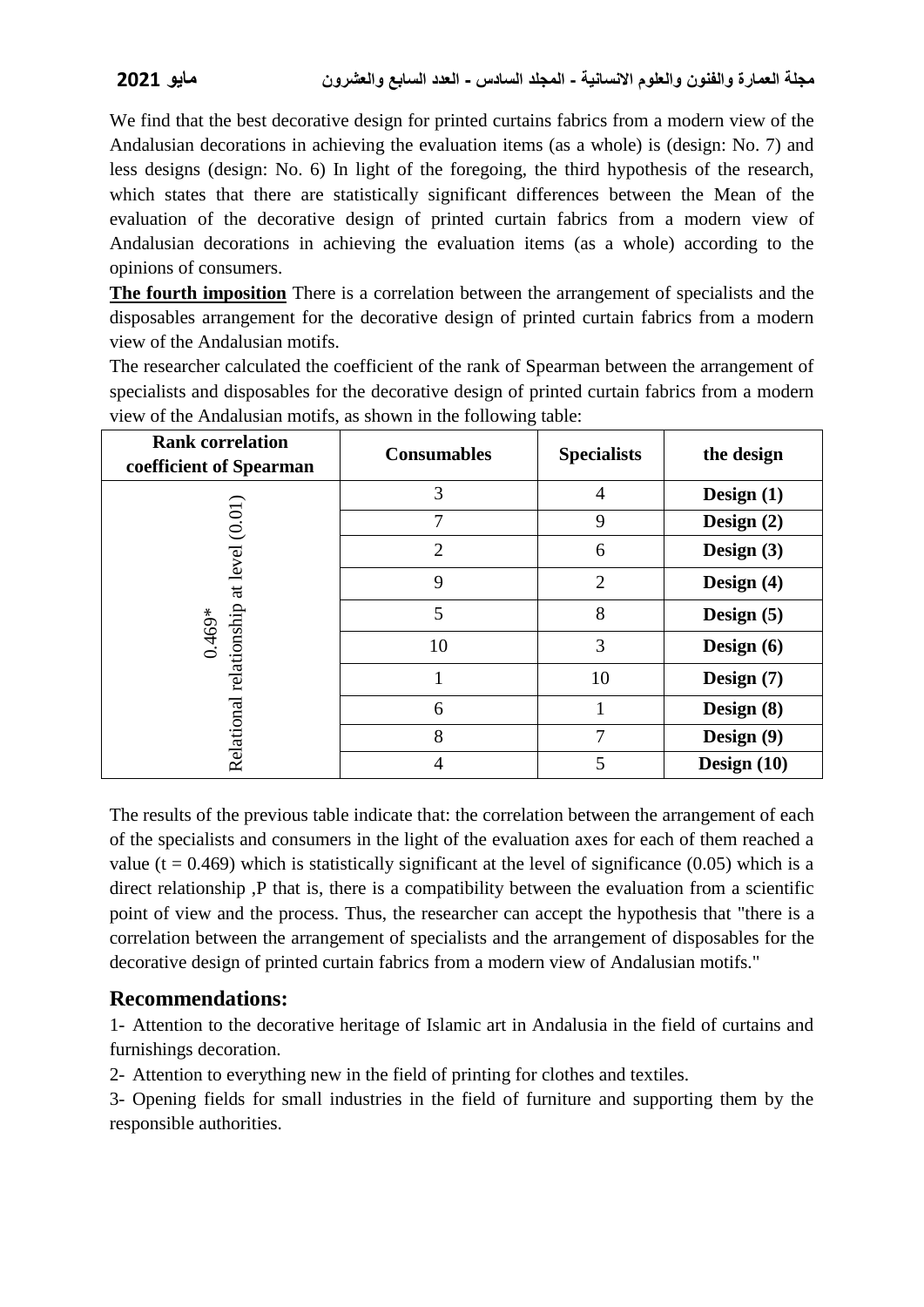We find that the best decorative design for printed curtains fabrics from a modern view of the Andalusian decorations in achieving the evaluation items (as a whole) is (design: No. 7) and less designs (design: No. 6) In light of the foregoing, the third hypothesis of the research, which states that there are statistically significant differences between the Mean of the evaluation of the decorative design of printed curtain fabrics from a modern view of Andalusian decorations in achieving the evaluation items (as a whole) according to the opinions of consumers.

**The fourth imposition** There is a correlation between the arrangement of specialists and the disposables arrangement for the decorative design of printed curtain fabrics from a modern view of the Andalusian motifs.

The researcher calculated the coefficient of the rank of Spearman between the arrangement of specialists and disposables for the decorative design of printed curtain fabrics from a modern view of the Andalusian motifs, as shown in the following table:

| Rank correlation coefficient of Spearman | Consumables | Specialists | the design |
|---|---|---|---|
| 0.469* Relational relationship at level (0.01) | 3 | 4 | **Design (1)** |
| | 7 | 9 | **Design (2)** |
| | 2 | 6 | **Design (3)** |
| | 9 | 2 | **Design (4)** |
| | 5 | 8 | **Design (5)** |
| | 10 | 3 | **Design (6)** |
| | 1 | 10 | **Design (7)** |
| | 6 | 1 | **Design (8)** |
| | 8 | 7 | **Design (9)** |
| | 4 | 5 | **Design (10)** |

The results of the previous table indicate that: the correlation between the arrangement of each of the specialists and consumers in the light of the evaluation axes for each of them reached a value ($t = 0.469$) which is statistically significant at the level of significance (0.05) which is a direct relationship ,P that is, there is a compatibility between the evaluation from a scientific point of view and the process. Thus, the researcher can accept the hypothesis that "there is a correlation between the arrangement of specialists and the arrangement of disposables for the decorative design of printed curtain fabrics from a modern view of Andalusian motifs."

## Recommendations:

1- Attention to the decorative heritage of Islamic art in Andalusia in the field of curtains and furnishings decoration.

2- Attention to everything new in the field of printing for clothes and textiles.

3- Opening fields for small industries in the field of furniture and supporting them by the responsible authorities.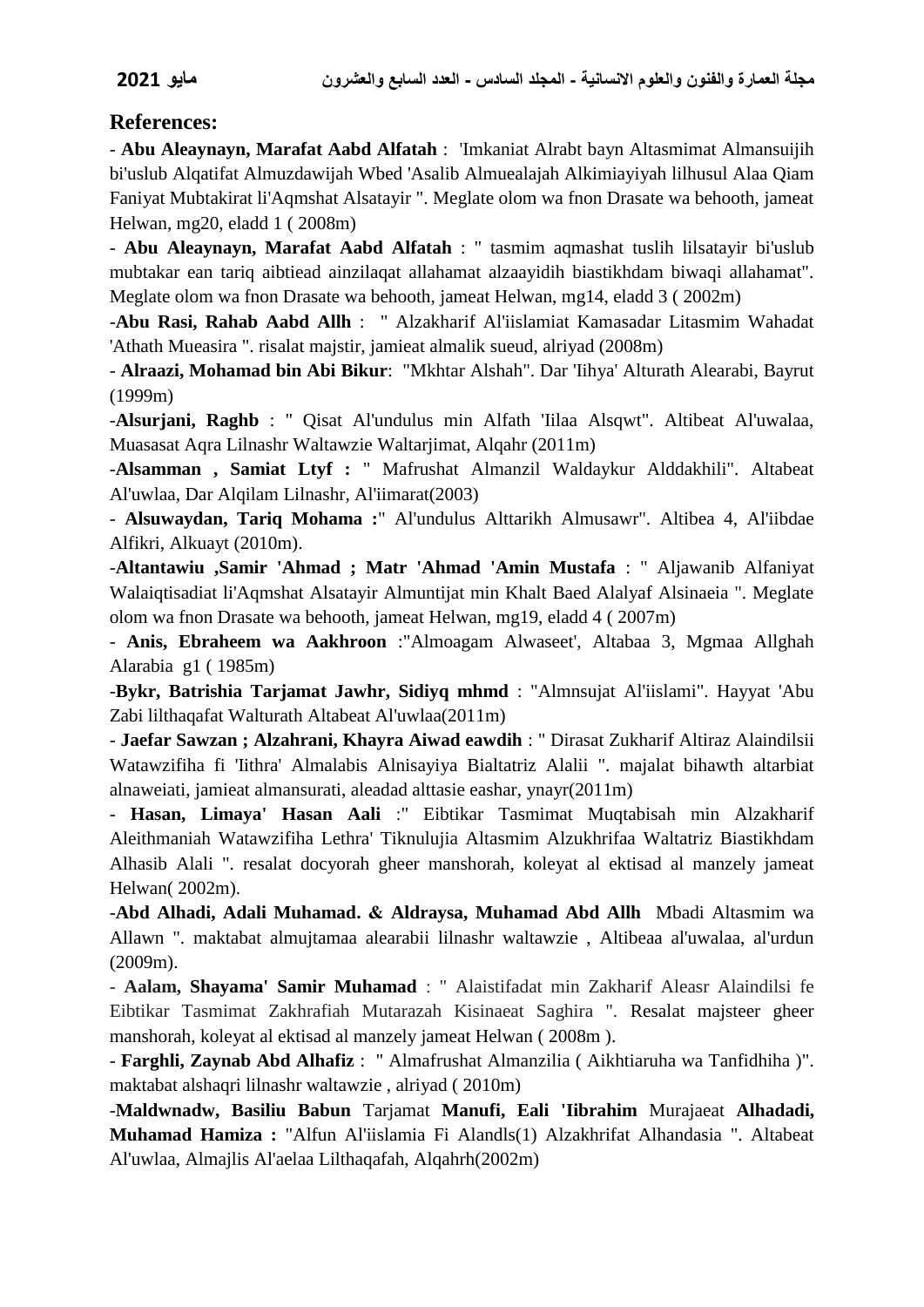## References:

- **Abu Aleaynayn, Marafat Aabd Alfatah** : 'Imkaniat Alrabt bayn Altasmimat Almansuijih bi'uslub Alqatifat Almuzdawijah Wbed 'Asalib Almuealajah Alkimiayiyah lilhusul Alaa Qiam Faniyat Mubtakirat li'Aqmshat Alsatayir ". Meglate olom wa fnon Drasate wa behooth, jameat Helwan, mg20, eladd 1 ( 2008m)

- **Abu Aleaynayn, Marafat Aabd Alfatah** : " tasmim aqmashat tuslih lilsatayir bi'uslub mubtakar ean tariq aibtiead ainzilaqat allahamat alzaayidih biastikhdam biwaqi allahamat". Meglate olom wa fnon Drasate wa behooth, jameat Helwan, mg14, eladd 3 ( 2002m)

-**Abu Rasi, Rahab Aabd Allh** : " Alzakharif Al'iislamiat Kamasadar Litasmim Wahadat 'Athath Mueasira ". risalat majstir, jamieat almalik sueud, alriyad (2008m)

- **Alraazi, Mohamad bin Abi Bikur**: "Mkhtar Alshah". Dar 'Iihya' Alturath Alearabi, Bayrut (1999m)

-**Alsurjani, Raghb** : " Qisat Al'undulus min Alfath 'Iilaa Alsqwt". Altibeat Al'uwalaa, Muasasat Aqra Lilnashr Waltawzie Waltarjimat, Alqahr (2011m)

-**Alsamman , Samiat Ltyf :** " Mafrushat Almanzil Waldaykur Alddakhili". Altabeat Al'uwlaa, Dar Alqilam Lilnashr, Al'iimarat(2003)

- **Alsuwaydan, Tariq Mohama :**" Al'undulus Alttarikh Almusawr". Altibea 4, Al'iibdae Alfikri, Alkuayt (2010m).

-**Altantawiu ,Samir 'Ahmad ; Matr 'Ahmad 'Amin Mustafa** : " Aljawanib Alfaniyat Walaiqtisadiat li'Aqmshat Alsatayir Almuntijat min Khalt Baed Alalyaf Alsinaeia ". Meglate olom wa fnon Drasate wa behooth, jameat Helwan, mg19, eladd 4 ( 2007m)

- **Anis, Ebraheem wa Aakhroon** :"Almoagam Alwaseet', Altabaa 3, Mgmaa Allghah Alarabia g1 ( 1985m)

-**Bykr, Batrishia Tarjamat Jawhr, Sidiyq mhmd** : "Almnsujat Al'iislami". Hayyat 'Abu Zabi lilthaqafat Walturath Altabeat Al'uwlaa(2011m)

- **Jaefar Sawzan ; Alzahrani, Khayra Aiwad eawdih** : " Dirasat Zukharif Altiraz Alaindilsii Watawzifiha fi 'Iithra' Almalabis Alnisayiya Bialtatriz Alalii ". majalat bihawth altarbiat alnaweiati, jamieat almansurati, aleadad alttasie eashar, ynayr(2011m)

- **Hasan, Limaya' Hasan Aali** :" Eibtikar Tasmimat Muqtabisah min Alzakharif Aleithmaniah Watawzifiha Lethra' Tiknulujia Altasmim Alzukhrifaa Waltatriz Biastikhdam Alhasib Alali ". resalat docyorah gheer manshorah, koleyat al ektisad al manzely jameat Helwan( 2002m).

-**Abd Alhadi, Adali Muhamad. & Aldraysa, Muhamad Abd Allh** Mbadi Altasmim wa Allawn ". maktabat almujtamaa alearabii lilnashr waltawzie , Altibeaa al'uwalaa, al'urdun (2009m).

- **Aalam, Shayama' Samir Muhamad** : " Alaistifadat min Zakharif Aleasr Alaindilsi fe Eibtikar Tasmimat Zakhrafiah Mutarazah Kisinaeat Saghira ". Resalat majsteer gheer manshorah, koleyat al ektisad al manzely jameat Helwan ( 2008m ).

- **Farghli, Zaynab Abd Alhafiz** : " Almafrushat Almanzilia ( Aikhtiaruha wa Tanfidhiha )". maktabat alshaqri lilnashr waltawzie , alriyad ( 2010m)

-**Maldwnadw, Basiliu Babun** Tarjamat **Manufi, Eali 'Iibrahim** Murajaeat **Alhadadi, Muhamad Hamiza :** "Alfun Al'iislamia Fi Alandls(1) Alzakhrifat Alhandasia ". Altabeat Al'uwlaa, Almajlis Al'aelaa Lilthaqafah, Alqahrh(2002m)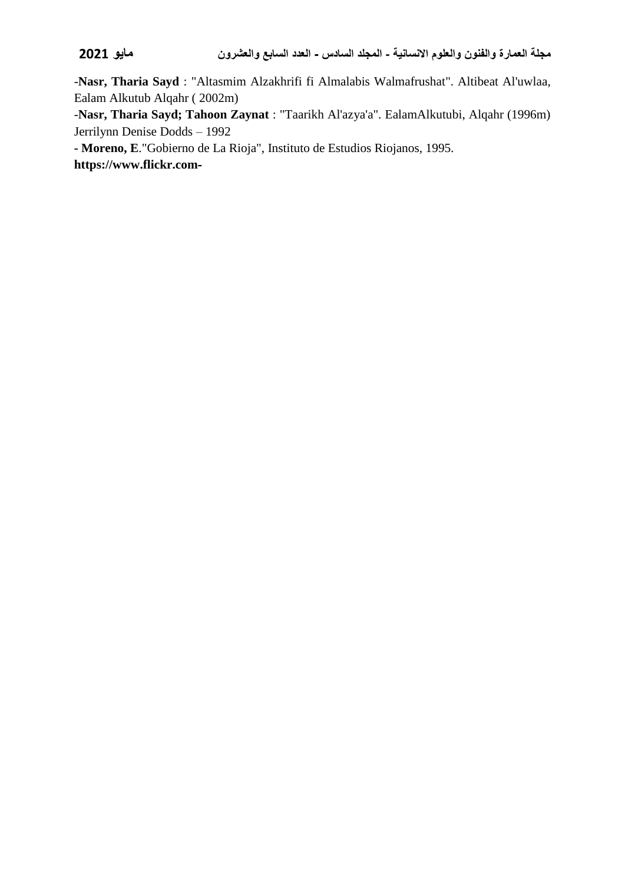-**Nasr, Tharia Sayd** : "Altasmim Alzakhrifi fi Almalabis Walmafrushat". Altibeat Al'uwlaa, Ealam Alkutub Alqahr ( 2002m)

-**Nasr, Tharia Sayd; Tahoon Zaynat** : "Taarikh Al'azya'a". EalamAlkutubi, Alqahr (1996m) Jerrilynn Denise Dodds – 1992

- **Moreno, E**."Gobierno de La Rioja", Instituto de Estudios Riojanos, 1995.

**https://www.flickr.com-**